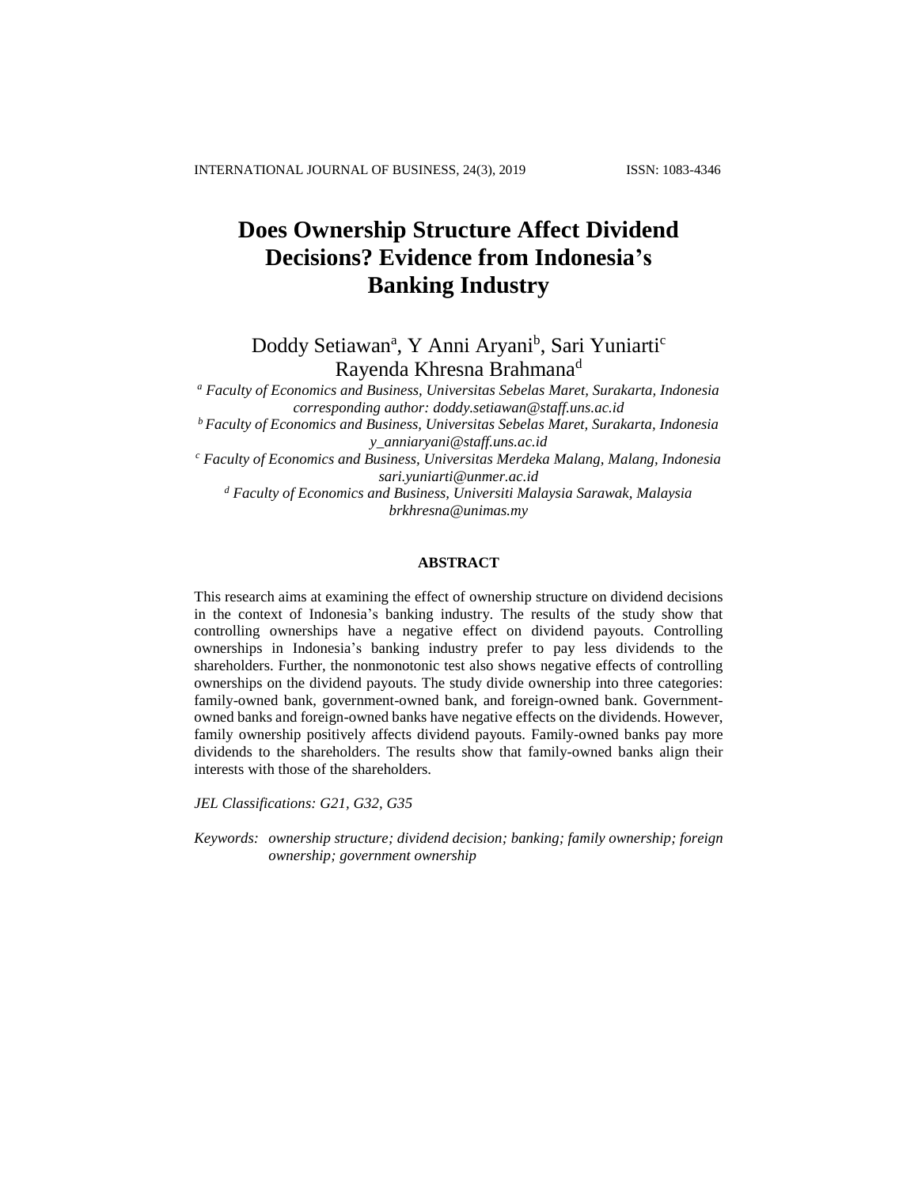# Does Ownership Structure Affect Dividend Decisions? Evidence from Indonesia's Banking Industry

Doddy Setiawan[a], Y Anni Aryani[b], Sari Yuniarti[c]
Rayenda Khresna Brahmana[d]

*[a] Faculty of Economics and Business, Universitas Sebelas Maret, Surakarta, Indonesia*
*corresponding author: doddy.setiawan@staff.uns.ac.id*
*[b] Faculty of Economics and Business, Universitas Sebelas Maret, Surakarta, Indonesia*
*y_anniaryani@staff.uns.ac.id*
*[c] Faculty of Economics and Business, Universitas Merdeka Malang, Malang, Indonesia*
*sari.yuniarti@unmer.ac.id*
*[d] Faculty of Economics and Business, Universiti Malaysia Sarawak, Malaysia*
*brkhresna@unimas.my*

## ABSTRACT

This research aims at examining the effect of ownership structure on dividend decisions in the context of Indonesia's banking industry. The results of the study show that controlling ownerships have a negative effect on dividend payouts. Controlling ownerships in Indonesia's banking industry prefer to pay less dividends to the shareholders. Further, the nonmonotonic test also shows negative effects of controlling ownerships on the dividend payouts. The study divide ownership into three categories: family-owned bank, government-owned bank, and foreign-owned bank. Government-owned banks and foreign-owned banks have negative effects on the dividends. However, family ownership positively affects dividend payouts. Family-owned banks pay more dividends to the shareholders. The results show that family-owned banks align their interests with those of the shareholders.

*JEL Classifications: G21, G32, G35*

*Keywords: ownership structure; dividend decision; banking; family ownership; foreign ownership; government ownership*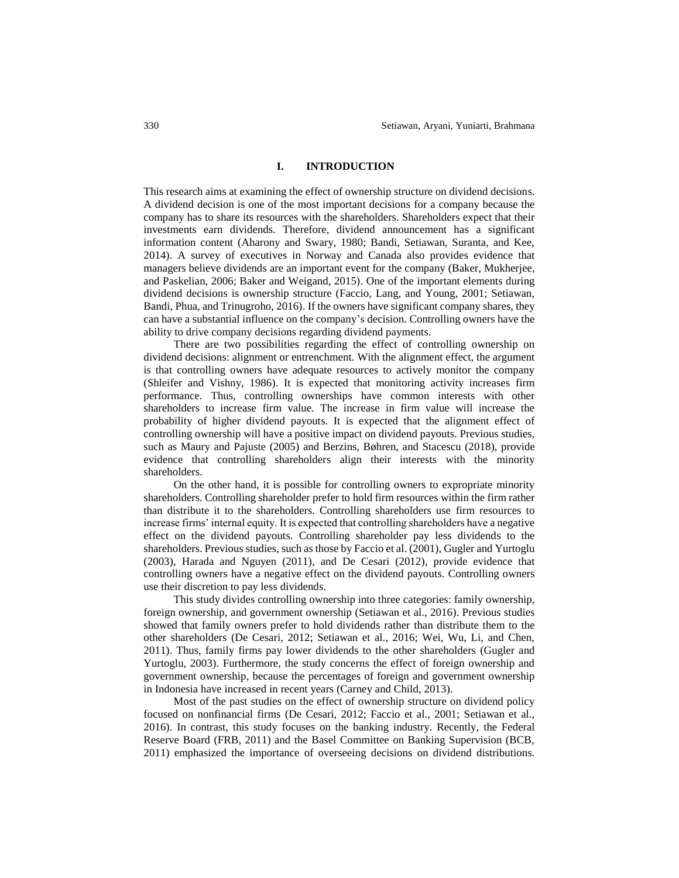# I. INTRODUCTION

This research aims at examining the effect of ownership structure on dividend decisions. A dividend decision is one of the most important decisions for a company because the company has to share its resources with the shareholders. Shareholders expect that their investments earn dividends. Therefore, dividend announcement has a significant information content (Aharony and Swary, 1980; Bandi, Setiawan, Suranta, and Kee, 2014). A survey of executives in Norway and Canada also provides evidence that managers believe dividends are an important event for the company (Baker, Mukherjee, and Paskelian, 2006; Baker and Weigand, 2015). One of the important elements during dividend decisions is ownership structure (Faccio, Lang, and Young, 2001; Setiawan, Bandi, Phua, and Trinugroho, 2016). If the owners have significant company shares, they can have a substantial influence on the company's decision. Controlling owners have the ability to drive company decisions regarding dividend payments.

There are two possibilities regarding the effect of controlling ownership on dividend decisions: alignment or entrenchment. With the alignment effect, the argument is that controlling owners have adequate resources to actively monitor the company (Shleifer and Vishny, 1986). It is expected that monitoring activity increases firm performance. Thus, controlling ownerships have common interests with other shareholders to increase firm value. The increase in firm value will increase the probability of higher dividend payouts. It is expected that the alignment effect of controlling ownership will have a positive impact on dividend payouts. Previous studies, such as Maury and Pajuste (2005) and Berzins, Bøhren, and Stacescu (2018), provide evidence that controlling shareholders align their interests with the minority shareholders.

On the other hand, it is possible for controlling owners to expropriate minority shareholders. Controlling shareholder prefer to hold firm resources within the firm rather than distribute it to the shareholders. Controlling shareholders use firm resources to increase firms' internal equity. It is expected that controlling shareholders have a negative effect on the dividend payouts. Controlling shareholder pay less dividends to the shareholders. Previous studies, such as those by Faccio et al. (2001), Gugler and Yurtoglu (2003), Harada and Nguyen (2011), and De Cesari (2012), provide evidence that controlling owners have a negative effect on the dividend payouts. Controlling owners use their discretion to pay less dividends.

This study divides controlling ownership into three categories: family ownership, foreign ownership, and government ownership (Setiawan et al., 2016). Previous studies showed that family owners prefer to hold dividends rather than distribute them to the other shareholders (De Cesari, 2012; Setiawan et al., 2016; Wei, Wu, Li, and Chen, 2011). Thus, family firms pay lower dividends to the other shareholders (Gugler and Yurtoglu, 2003). Furthermore, the study concerns the effect of foreign ownership and government ownership, because the percentages of foreign and government ownership in Indonesia have increased in recent years (Carney and Child, 2013).

Most of the past studies on the effect of ownership structure on dividend policy focused on nonfinancial firms (De Cesari, 2012; Faccio et al., 2001; Setiawan et al., 2016). In contrast, this study focuses on the banking industry. Recently, the Federal Reserve Board (FRB, 2011) and the Basel Committee on Banking Supervision (BCB, 2011) emphasized the importance of overseeing decisions on dividend distributions.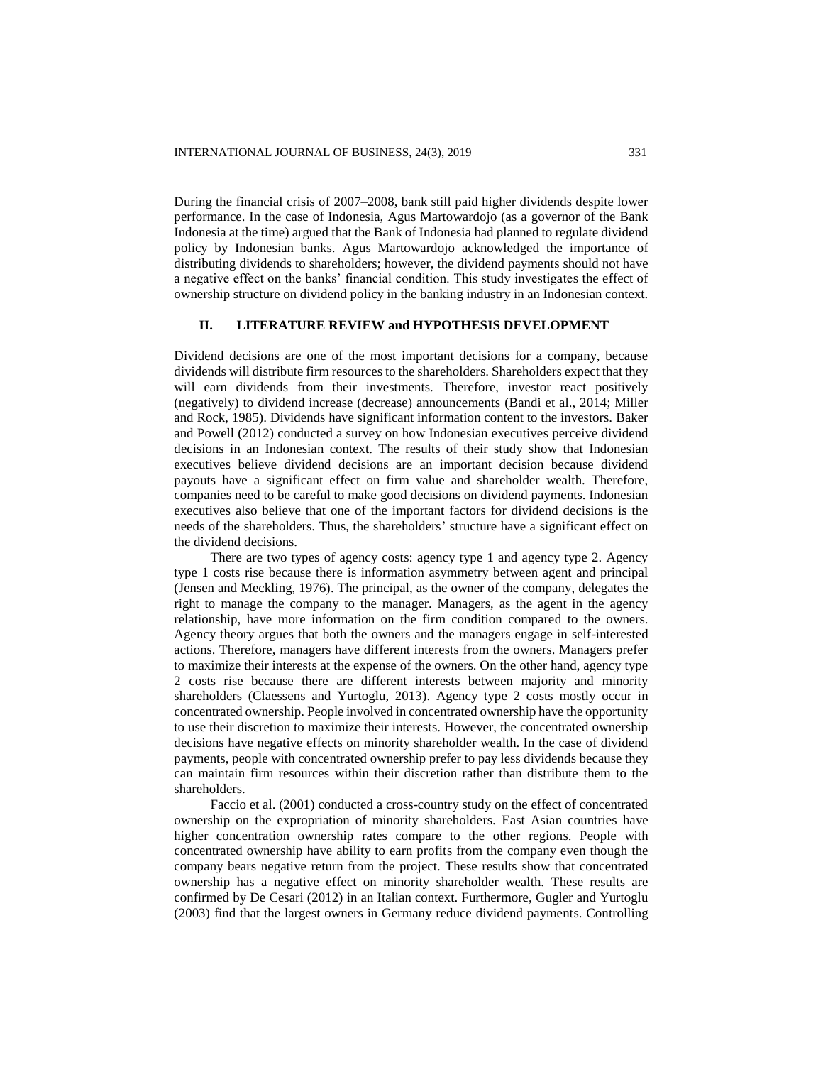During the financial crisis of 2007–2008, bank still paid higher dividends despite lower performance. In the case of Indonesia, Agus Martowardojo (as a governor of the Bank Indonesia at the time) argued that the Bank of Indonesia had planned to regulate dividend policy by Indonesian banks. Agus Martowardojo acknowledged the importance of distributing dividends to shareholders; however, the dividend payments should not have a negative effect on the banks' financial condition. This study investigates the effect of ownership structure on dividend policy in the banking industry in an Indonesian context.

## II. LITERATURE REVIEW and HYPOTHESIS DEVELOPMENT

Dividend decisions are one of the most important decisions for a company, because dividends will distribute firm resources to the shareholders. Shareholders expect that they will earn dividends from their investments. Therefore, investor react positively (negatively) to dividend increase (decrease) announcements (Bandi et al., 2014; Miller and Rock, 1985). Dividends have significant information content to the investors. Baker and Powell (2012) conducted a survey on how Indonesian executives perceive dividend decisions in an Indonesian context. The results of their study show that Indonesian executives believe dividend decisions are an important decision because dividend payouts have a significant effect on firm value and shareholder wealth. Therefore, companies need to be careful to make good decisions on dividend payments. Indonesian executives also believe that one of the important factors for dividend decisions is the needs of the shareholders. Thus, the shareholders' structure have a significant effect on the dividend decisions.

There are two types of agency costs: agency type 1 and agency type 2. Agency type 1 costs rise because there is information asymmetry between agent and principal (Jensen and Meckling, 1976). The principal, as the owner of the company, delegates the right to manage the company to the manager. Managers, as the agent in the agency relationship, have more information on the firm condition compared to the owners. Agency theory argues that both the owners and the managers engage in self-interested actions. Therefore, managers have different interests from the owners. Managers prefer to maximize their interests at the expense of the owners. On the other hand, agency type 2 costs rise because there are different interests between majority and minority shareholders (Claessens and Yurtoglu, 2013). Agency type 2 costs mostly occur in concentrated ownership. People involved in concentrated ownership have the opportunity to use their discretion to maximize their interests. However, the concentrated ownership decisions have negative effects on minority shareholder wealth. In the case of dividend payments, people with concentrated ownership prefer to pay less dividends because they can maintain firm resources within their discretion rather than distribute them to the shareholders.

Faccio et al. (2001) conducted a cross-country study on the effect of concentrated ownership on the expropriation of minority shareholders. East Asian countries have higher concentration ownership rates compare to the other regions. People with concentrated ownership have ability to earn profits from the company even though the company bears negative return from the project. These results show that concentrated ownership has a negative effect on minority shareholder wealth. These results are confirmed by De Cesari (2012) in an Italian context. Furthermore, Gugler and Yurtoglu (2003) find that the largest owners in Germany reduce dividend payments. Controlling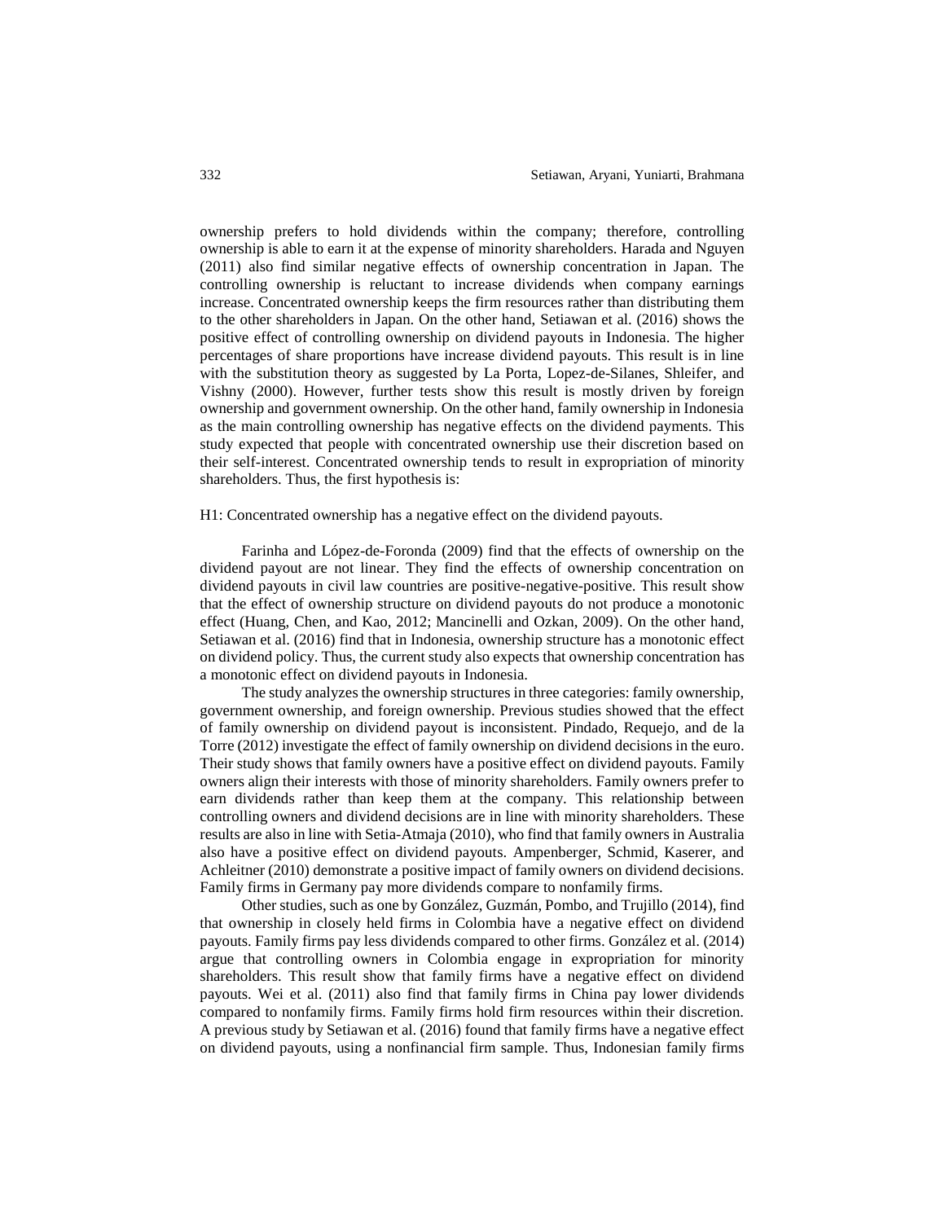ownership prefers to hold dividends within the company; therefore, controlling ownership is able to earn it at the expense of minority shareholders. Harada and Nguyen (2011) also find similar negative effects of ownership concentration in Japan. The controlling ownership is reluctant to increase dividends when company earnings increase. Concentrated ownership keeps the firm resources rather than distributing them to the other shareholders in Japan. On the other hand, Setiawan et al. (2016) shows the positive effect of controlling ownership on dividend payouts in Indonesia. The higher percentages of share proportions have increase dividend payouts. This result is in line with the substitution theory as suggested by La Porta, Lopez-de-Silanes, Shleifer, and Vishny (2000). However, further tests show this result is mostly driven by foreign ownership and government ownership. On the other hand, family ownership in Indonesia as the main controlling ownership has negative effects on the dividend payments. This study expected that people with concentrated ownership use their discretion based on their self-interest. Concentrated ownership tends to result in expropriation of minority shareholders. Thus, the first hypothesis is:

H1: Concentrated ownership has a negative effect on the dividend payouts.

Farinha and López-de-Foronda (2009) find that the effects of ownership on the dividend payout are not linear. They find the effects of ownership concentration on dividend payouts in civil law countries are positive-negative-positive. This result show that the effect of ownership structure on dividend payouts do not produce a monotonic effect (Huang, Chen, and Kao, 2012; Mancinelli and Ozkan, 2009). On the other hand, Setiawan et al. (2016) find that in Indonesia, ownership structure has a monotonic effect on dividend policy. Thus, the current study also expects that ownership concentration has a monotonic effect on dividend payouts in Indonesia.

The study analyzes the ownership structures in three categories: family ownership, government ownership, and foreign ownership. Previous studies showed that the effect of family ownership on dividend payout is inconsistent. Pindado, Requejo, and de la Torre (2012) investigate the effect of family ownership on dividend decisions in the euro. Their study shows that family owners have a positive effect on dividend payouts. Family owners align their interests with those of minority shareholders. Family owners prefer to earn dividends rather than keep them at the company. This relationship between controlling owners and dividend decisions are in line with minority shareholders. These results are also in line with Setia-Atmaja (2010), who find that family owners in Australia also have a positive effect on dividend payouts. Ampenberger, Schmid, Kaserer, and Achleitner (2010) demonstrate a positive impact of family owners on dividend decisions. Family firms in Germany pay more dividends compare to nonfamily firms.

Other studies, such as one by González, Guzmán, Pombo, and Trujillo (2014), find that ownership in closely held firms in Colombia have a negative effect on dividend payouts. Family firms pay less dividends compared to other firms. González et al. (2014) argue that controlling owners in Colombia engage in expropriation for minority shareholders. This result show that family firms have a negative effect on dividend payouts. Wei et al. (2011) also find that family firms in China pay lower dividends compared to nonfamily firms. Family firms hold firm resources within their discretion. A previous study by Setiawan et al. (2016) found that family firms have a negative effect on dividend payouts, using a nonfinancial firm sample. Thus, Indonesian family firms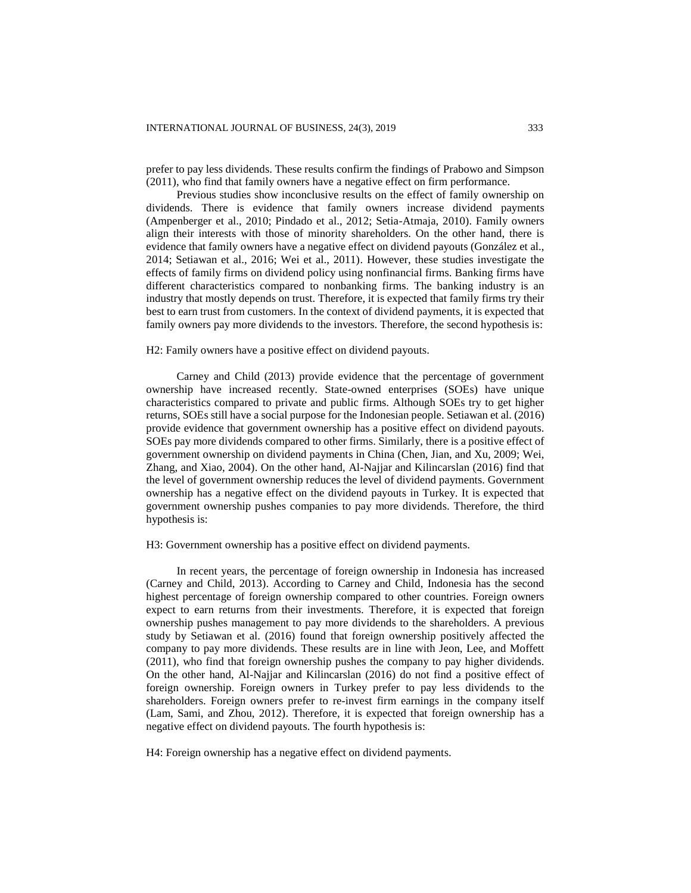prefer to pay less dividends. These results confirm the findings of Prabowo and Simpson (2011), who find that family owners have a negative effect on firm performance.

Previous studies show inconclusive results on the effect of family ownership on dividends. There is evidence that family owners increase dividend payments (Ampenberger et al., 2010; Pindado et al., 2012; Setia-Atmaja, 2010). Family owners align their interests with those of minority shareholders. On the other hand, there is evidence that family owners have a negative effect on dividend payouts (González et al., 2014; Setiawan et al., 2016; Wei et al., 2011). However, these studies investigate the effects of family firms on dividend policy using nonfinancial firms. Banking firms have different characteristics compared to nonbanking firms. The banking industry is an industry that mostly depends on trust. Therefore, it is expected that family firms try their best to earn trust from customers. In the context of dividend payments, it is expected that family owners pay more dividends to the investors. Therefore, the second hypothesis is:

H2: Family owners have a positive effect on dividend payouts.

Carney and Child (2013) provide evidence that the percentage of government ownership have increased recently. State-owned enterprises (SOEs) have unique characteristics compared to private and public firms. Although SOEs try to get higher returns, SOEs still have a social purpose for the Indonesian people. Setiawan et al. (2016) provide evidence that government ownership has a positive effect on dividend payouts. SOEs pay more dividends compared to other firms. Similarly, there is a positive effect of government ownership on dividend payments in China (Chen, Jian, and Xu, 2009; Wei, Zhang, and Xiao, 2004). On the other hand, Al-Najjar and Kilincarslan (2016) find that the level of government ownership reduces the level of dividend payments. Government ownership has a negative effect on the dividend payouts in Turkey. It is expected that government ownership pushes companies to pay more dividends. Therefore, the third hypothesis is:

H3: Government ownership has a positive effect on dividend payments.

In recent years, the percentage of foreign ownership in Indonesia has increased (Carney and Child, 2013). According to Carney and Child, Indonesia has the second highest percentage of foreign ownership compared to other countries. Foreign owners expect to earn returns from their investments. Therefore, it is expected that foreign ownership pushes management to pay more dividends to the shareholders. A previous study by Setiawan et al. (2016) found that foreign ownership positively affected the company to pay more dividends. These results are in line with Jeon, Lee, and Moffett (2011), who find that foreign ownership pushes the company to pay higher dividends. On the other hand, Al-Najjar and Kilincarslan (2016) do not find a positive effect of foreign ownership. Foreign owners in Turkey prefer to pay less dividends to the shareholders. Foreign owners prefer to re-invest firm earnings in the company itself (Lam, Sami, and Zhou, 2012). Therefore, it is expected that foreign ownership has a negative effect on dividend payouts. The fourth hypothesis is:

H4: Foreign ownership has a negative effect on dividend payments.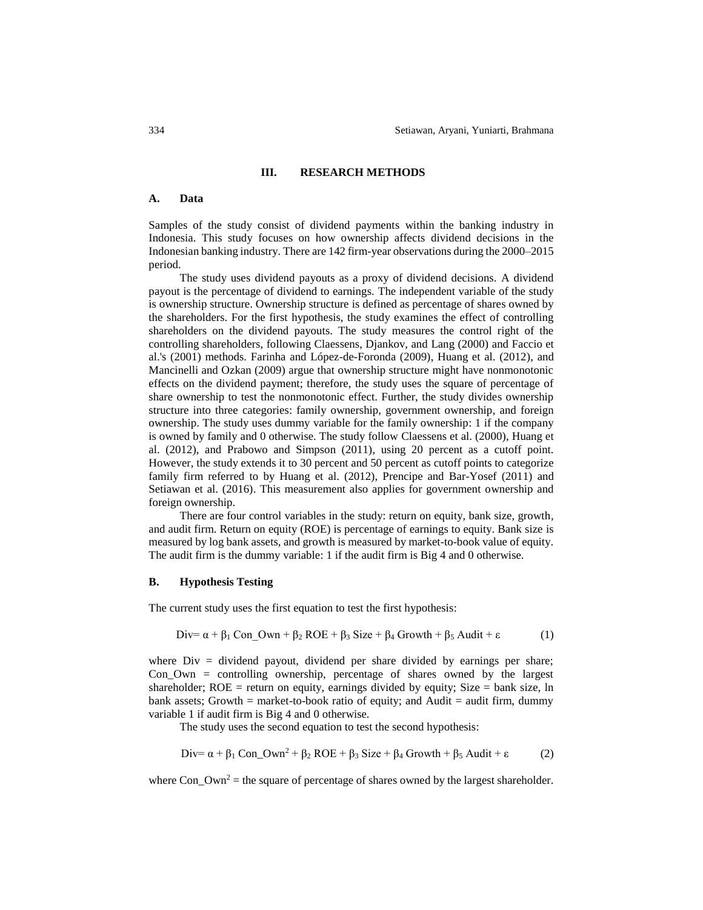## III. RESEARCH METHODS

### A. Data

Samples of the study consist of dividend payments within the banking industry in Indonesia. This study focuses on how ownership affects dividend decisions in the Indonesian banking industry. There are 142 firm-year observations during the 2000–2015 period.

The study uses dividend payouts as a proxy of dividend decisions. A dividend payout is the percentage of dividend to earnings. The independent variable of the study is ownership structure. Ownership structure is defined as percentage of shares owned by the shareholders. For the first hypothesis, the study examines the effect of controlling shareholders on the dividend payouts. The study measures the control right of the controlling shareholders, following Claessens, Djankov, and Lang (2000) and Faccio et al.'s (2001) methods. Farinha and López-de-Foronda (2009), Huang et al. (2012), and Mancinelli and Ozkan (2009) argue that ownership structure might have nonmonotonic effects on the dividend payment; therefore, the study uses the square of percentage of share ownership to test the nonmonotonic effect. Further, the study divides ownership structure into three categories: family ownership, government ownership, and foreign ownership. The study uses dummy variable for the family ownership: 1 if the company is owned by family and 0 otherwise. The study follow Claessens et al. (2000), Huang et al. (2012), and Prabowo and Simpson (2011), using 20 percent as a cutoff point. However, the study extends it to 30 percent and 50 percent as cutoff points to categorize family firm referred to by Huang et al. (2012), Prencipe and Bar-Yosef (2011) and Setiawan et al. (2016). This measurement also applies for government ownership and foreign ownership.

There are four control variables in the study: return on equity, bank size, growth, and audit firm. Return on equity (ROE) is percentage of earnings to equity. Bank size is measured by log bank assets, and growth is measured by market-to-book value of equity. The audit firm is the dummy variable: 1 if the audit firm is Big 4 and 0 otherwise.

### B. Hypothesis Testing

The current study uses the first equation to test the first hypothesis:

$$\text{Div} = \alpha + \beta_1 \text{ Con\_Own} + \beta_2 \text{ ROE} + \beta_3 \text{ Size} + \beta_4 \text{ Growth} + \beta_5 \text{ Audit} + \varepsilon \qquad (1)$$

where Div = dividend payout, dividend per share divided by earnings per share; Con_Own = controlling ownership, percentage of shares owned by the largest shareholder; ROE = return on equity, earnings divided by equity; Size = bank size, ln bank assets; Growth = market-to-book ratio of equity; and Audit = audit firm, dummy variable 1 if audit firm is Big 4 and 0 otherwise.

The study uses the second equation to test the second hypothesis:

$$\text{Div} = \alpha + \beta_1 \text{ Con\_Own}^2 + \beta_2 \text{ ROE} + \beta_3 \text{ Size} + \beta_4 \text{ Growth} + \beta_5 \text{ Audit} + \varepsilon \qquad (2)$$

where $\text{Con\_Own}^2$ = the square of percentage of shares owned by the largest shareholder.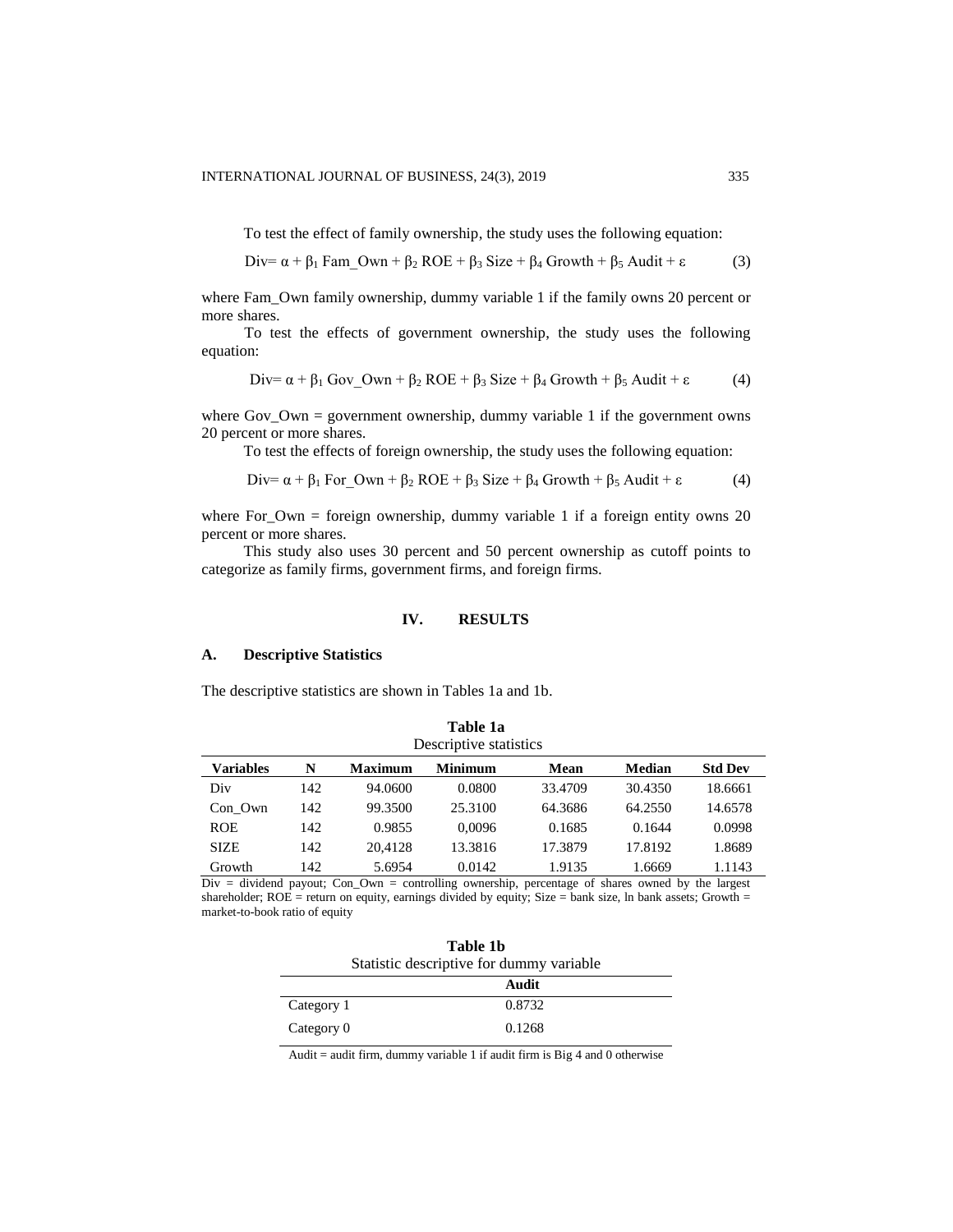To test the effect of family ownership, the study uses the following equation:

$$\text{Div} = \alpha + \beta_1 \text{ Fam\_Own} + \beta_2 \text{ ROE} + \beta_3 \text{ Size} + \beta_4 \text{ Growth} + \beta_5 \text{ Audit} + \varepsilon \qquad (3)$$

where Fam_Own family ownership, dummy variable 1 if the family owns 20 percent or more shares.

To test the effects of government ownership, the study uses the following equation:

$$\text{Div} = \alpha + \beta_1 \text{ Gov\_Own} + \beta_2 \text{ ROE} + \beta_3 \text{ Size} + \beta_4 \text{ Growth} + \beta_5 \text{ Audit} + \varepsilon \qquad (4)$$

where Gov_Own = government ownership, dummy variable 1 if the government owns 20 percent or more shares.

To test the effects of foreign ownership, the study uses the following equation:

$$\text{Div} = \alpha + \beta_1 \text{ For\_Own} + \beta_2 \text{ ROE} + \beta_3 \text{ Size} + \beta_4 \text{ Growth} + \beta_5 \text{ Audit} + \varepsilon \qquad (4)$$

where For_Own = foreign ownership, dummy variable 1 if a foreign entity owns 20 percent or more shares.

This study also uses 30 percent and 50 percent ownership as cutoff points to categorize as family firms, government firms, and foreign firms.

## IV. RESULTS

### A. Descriptive Statistics

The descriptive statistics are shown in Tables 1a and 1b.

**Table 1a**
Descriptive statistics

| Variables | N | Maximum | Minimum | Mean | Median | Std Dev |
|---|---|---|---|---|---|---|
| Div | 142 | 94.0600 | 0.0800 | 33.4709 | 30.4350 | 18.6661 |
| Con_Own | 142 | 99.3500 | 25.3100 | 64.3686 | 64.2550 | 14.6578 |
| ROE | 142 | 0.9855 | 0,0096 | 0.1685 | 0.1644 | 0.0998 |
| SIZE | 142 | 20,4128 | 13.3816 | 17.3879 | 17.8192 | 1.8689 |
| Growth | 142 | 5.6954 | 0.0142 | 1.9135 | 1.6669 | 1.1143 |

Div = dividend payout; Con_Own = controlling ownership, percentage of shares owned by the largest shareholder; ROE = return on equity, earnings divided by equity; Size = bank size, ln bank assets; Growth = market-to-book ratio of equity

**Table 1b**
Statistic descriptive for dummy variable

| | Audit |
|---|---|
| Category 1 | 0.8732 |
| Category 0 | 0.1268 |

Audit = audit firm, dummy variable 1 if audit firm is Big 4 and 0 otherwise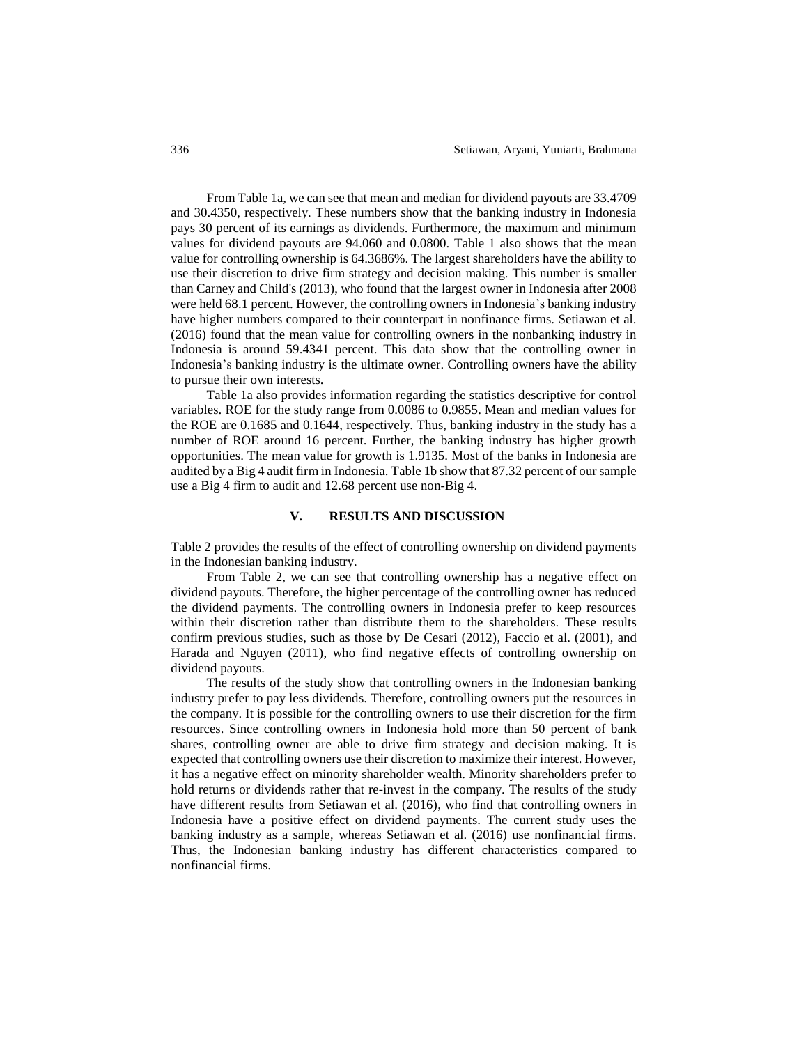From Table 1a, we can see that mean and median for dividend payouts are 33.4709 and 30.4350, respectively. These numbers show that the banking industry in Indonesia pays 30 percent of its earnings as dividends. Furthermore, the maximum and minimum values for dividend payouts are 94.060 and 0.0800. Table 1 also shows that the mean value for controlling ownership is 64.3686%. The largest shareholders have the ability to use their discretion to drive firm strategy and decision making. This number is smaller than Carney and Child's (2013), who found that the largest owner in Indonesia after 2008 were held 68.1 percent. However, the controlling owners in Indonesia's banking industry have higher numbers compared to their counterpart in nonfinance firms. Setiawan et al. (2016) found that the mean value for controlling owners in the nonbanking industry in Indonesia is around 59.4341 percent. This data show that the controlling owner in Indonesia's banking industry is the ultimate owner. Controlling owners have the ability to pursue their own interests.

Table 1a also provides information regarding the statistics descriptive for control variables. ROE for the study range from 0.0086 to 0.9855. Mean and median values for the ROE are 0.1685 and 0.1644, respectively. Thus, banking industry in the study has a number of ROE around 16 percent. Further, the banking industry has higher growth opportunities. The mean value for growth is 1.9135. Most of the banks in Indonesia are audited by a Big 4 audit firm in Indonesia. Table 1b show that 87.32 percent of our sample use a Big 4 firm to audit and 12.68 percent use non-Big 4.

## V. RESULTS AND DISCUSSION

Table 2 provides the results of the effect of controlling ownership on dividend payments in the Indonesian banking industry.

From Table 2, we can see that controlling ownership has a negative effect on dividend payouts. Therefore, the higher percentage of the controlling owner has reduced the dividend payments. The controlling owners in Indonesia prefer to keep resources within their discretion rather than distribute them to the shareholders. These results confirm previous studies, such as those by De Cesari (2012), Faccio et al. (2001), and Harada and Nguyen (2011), who find negative effects of controlling ownership on dividend payouts.

The results of the study show that controlling owners in the Indonesian banking industry prefer to pay less dividends. Therefore, controlling owners put the resources in the company. It is possible for the controlling owners to use their discretion for the firm resources. Since controlling owners in Indonesia hold more than 50 percent of bank shares, controlling owner are able to drive firm strategy and decision making. It is expected that controlling owners use their discretion to maximize their interest. However, it has a negative effect on minority shareholder wealth. Minority shareholders prefer to hold returns or dividends rather that re-invest in the company. The results of the study have different results from Setiawan et al. (2016), who find that controlling owners in Indonesia have a positive effect on dividend payments. The current study uses the banking industry as a sample, whereas Setiawan et al. (2016) use nonfinancial firms. Thus, the Indonesian banking industry has different characteristics compared to nonfinancial firms.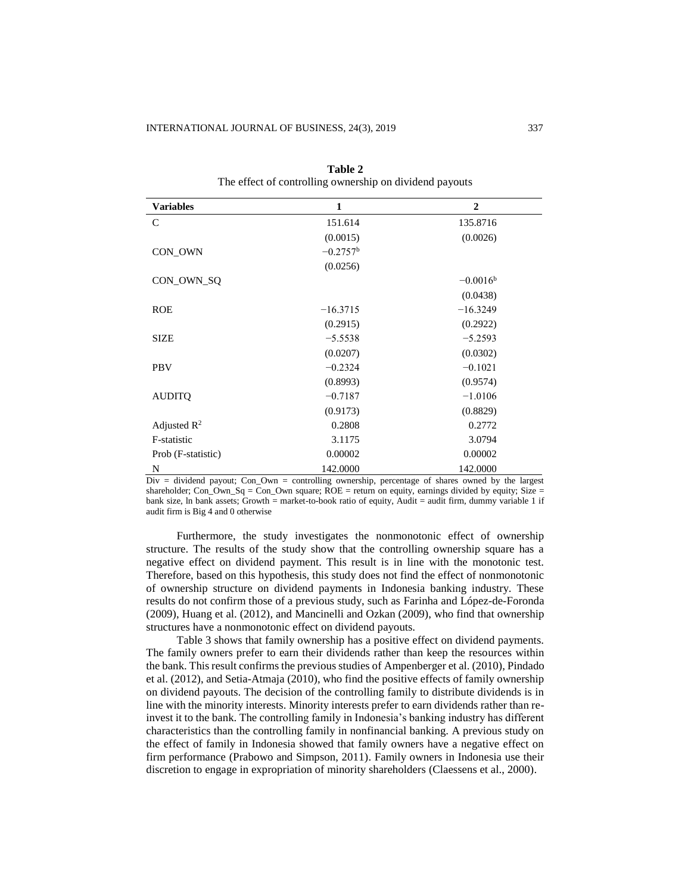**Table 2**
The effect of controlling ownership on dividend payouts

| **Variables** | **1** | **2** |
|---|---|---|
| C | 151.614 | 135.8716 |
| | (0.0015) | (0.0026) |
| CON_OWN | −0.2757[b] | |
| | (0.0256) | |
| CON_OWN_SQ | | −0.0016[b] |
| | | (0.0438) |
| ROE | −16.3715 | −16.3249 |
| | (0.2915) | (0.2922) |
| SIZE | −5.5538 | −5.2593 |
| | (0.0207) | (0.0302) |
| PBV | −0.2324 | −0.1021 |
| | (0.8993) | (0.9574) |
| AUDITQ | −0.7187 | −1.0106 |
| | (0.9173) | (0.8829) |
| Adjusted $R^2$ | 0.2808 | 0.2772 |
| F-statistic | 3.1175 | 3.0794 |
| Prob (F-statistic) | 0.00002 | 0.00002 |
| N | 142.0000 | 142.0000 |

Div = dividend payout; Con_Own = controlling ownership, percentage of shares owned by the largest shareholder; Con_Own_Sq = Con_Own square; ROE = return on equity, earnings divided by equity; Size = bank size, ln bank assets; Growth = market-to-book ratio of equity, Audit = audit firm, dummy variable 1 if audit firm is Big 4 and 0 otherwise

Furthermore, the study investigates the nonmonotonic effect of ownership structure. The results of the study show that the controlling ownership square has a negative effect on dividend payment. This result is in line with the monotonic test. Therefore, based on this hypothesis, this study does not find the effect of nonmonotonic of ownership structure on dividend payments in Indonesia banking industry. These results do not confirm those of a previous study, such as Farinha and López-de-Foronda (2009), Huang et al. (2012), and Mancinelli and Ozkan (2009), who find that ownership structures have a nonmonotonic effect on dividend payouts.

Table 3 shows that family ownership has a positive effect on dividend payments. The family owners prefer to earn their dividends rather than keep the resources within the bank. This result confirms the previous studies of Ampenberger et al. (2010), Pindado et al. (2012), and Setia-Atmaja (2010), who find the positive effects of family ownership on dividend payouts. The decision of the controlling family to distribute dividends is in line with the minority interests. Minority interests prefer to earn dividends rather than re-invest it to the bank. The controlling family in Indonesia's banking industry has different characteristics than the controlling family in nonfinancial banking. A previous study on the effect of family in Indonesia showed that family owners have a negative effect on firm performance (Prabowo and Simpson, 2011). Family owners in Indonesia use their discretion to engage in expropriation of minority shareholders (Claessens et al., 2000).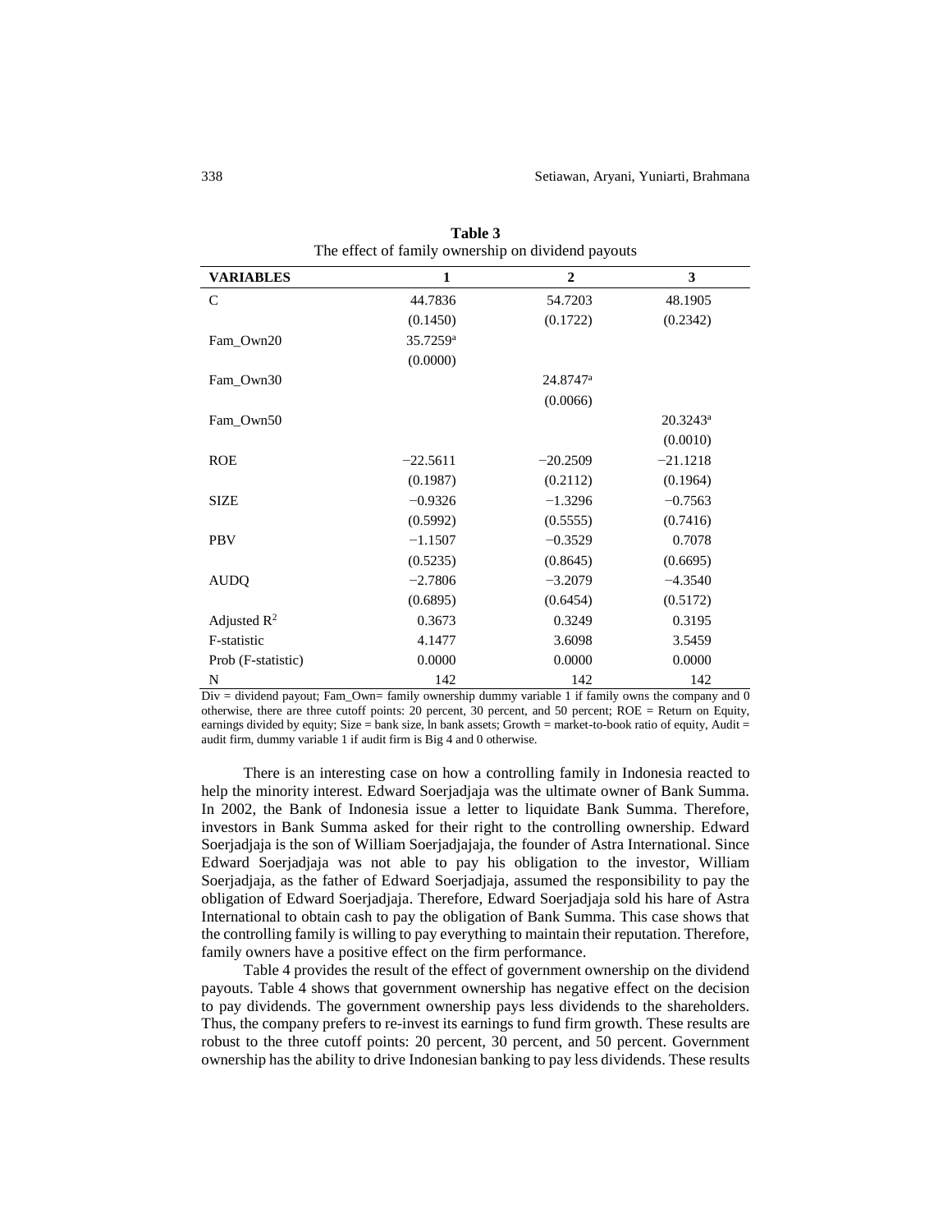**Table 3**
The effect of family ownership on dividend payouts

| VARIABLES | 1 | 2 | 3 |
|---|---|---|---|
| C | 44.7836 | 54.7203 | 48.1905 |
| | (0.1450) | (0.1722) | (0.2342) |
| Fam_Own20 | 35.7259[a] | | |
| | (0.0000) | | |
| Fam_Own30 | | 24.8747[a] | |
| | | (0.0066) | |
| Fam_Own50 | | | 20.3243[a] |
| | | | (0.0010) |
| ROE | −22.5611 | −20.2509 | −21.1218 |
| | (0.1987) | (0.2112) | (0.1964) |
| SIZE | −0.9326 | −1.3296 | −0.7563 |
| | (0.5992) | (0.5555) | (0.7416) |
| PBV | −1.1507 | −0.3529 | 0.7078 |
| | (0.5235) | (0.8645) | (0.6695) |
| AUDQ | −2.7806 | −3.2079 | −4.3540 |
| | (0.6895) | (0.6454) | (0.5172) |
| Adjusted $R^2$ | 0.3673 | 0.3249 | 0.3195 |
| F-statistic | 4.1477 | 3.6098 | 3.5459 |
| Prob (F-statistic) | 0.0000 | 0.0000 | 0.0000 |
| N | 142 | 142 | 142 |

Div = dividend payout; Fam_Own= family ownership dummy variable 1 if family owns the company and 0 otherwise, there are three cutoff points: 20 percent, 30 percent, and 50 percent; ROE = Return on Equity, earnings divided by equity; Size = bank size, ln bank assets; Growth = market-to-book ratio of equity, Audit = audit firm, dummy variable 1 if audit firm is Big 4 and 0 otherwise.

There is an interesting case on how a controlling family in Indonesia reacted to help the minority interest. Edward Soerjadjaja was the ultimate owner of Bank Summa. In 2002, the Bank of Indonesia issue a letter to liquidate Bank Summa. Therefore, investors in Bank Summa asked for their right to the controlling ownership. Edward Soerjadjaja is the son of William Soerjadjajaja, the founder of Astra International. Since Edward Soerjadjaja was not able to pay his obligation to the investor, William Soerjadjaja, as the father of Edward Soerjadjaja, assumed the responsibility to pay the obligation of Edward Soerjadjaja. Therefore, Edward Soerjadjaja sold his hare of Astra International to obtain cash to pay the obligation of Bank Summa. This case shows that the controlling family is willing to pay everything to maintain their reputation. Therefore, family owners have a positive effect on the firm performance.

Table 4 provides the result of the effect of government ownership on the dividend payouts. Table 4 shows that government ownership has negative effect on the decision to pay dividends. The government ownership pays less dividends to the shareholders. Thus, the company prefers to re-invest its earnings to fund firm growth. These results are robust to the three cutoff points: 20 percent, 30 percent, and 50 percent. Government ownership has the ability to drive Indonesian banking to pay less dividends. These results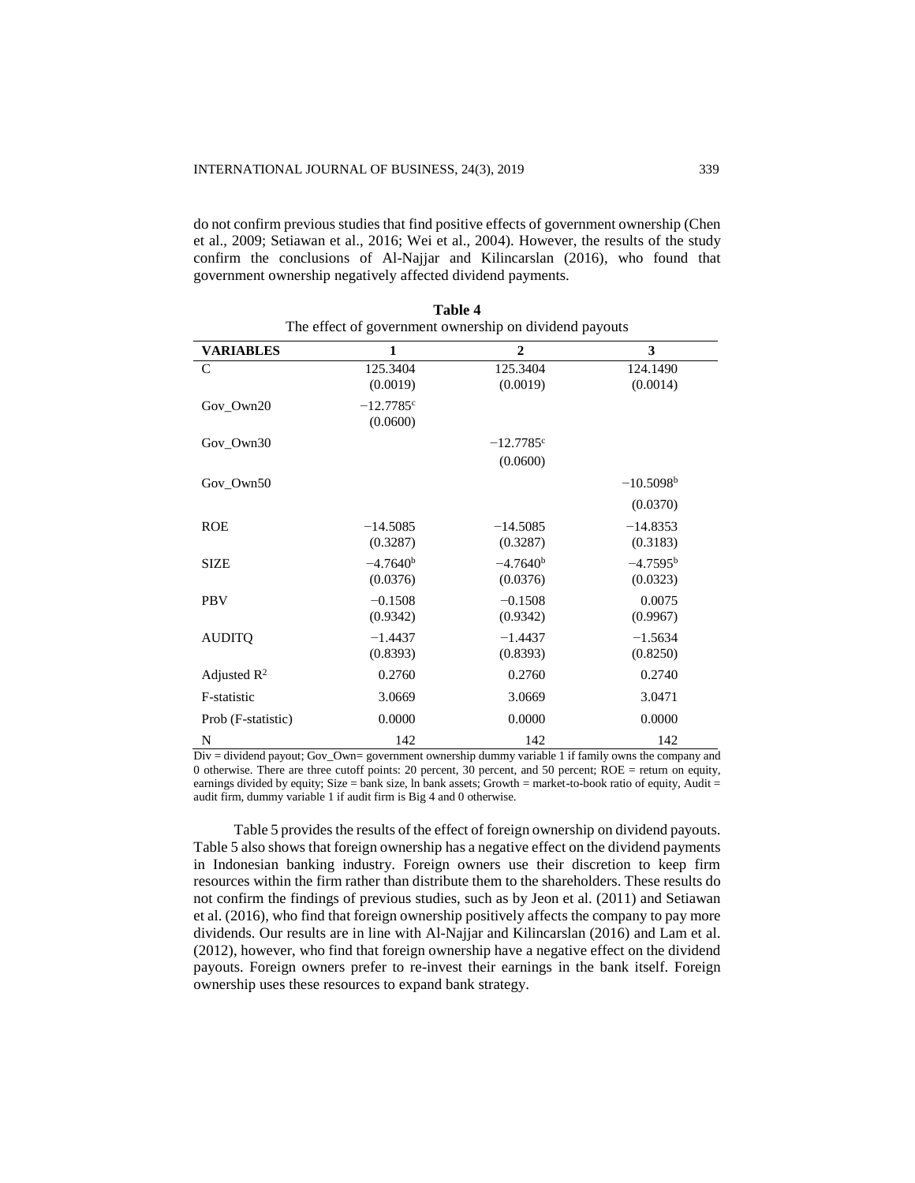do not confirm previous studies that find positive effects of government ownership (Chen et al., 2009; Setiawan et al., 2016; Wei et al., 2004). However, the results of the study confirm the conclusions of Al-Najjar and Kilincarslan (2016), who found that government ownership negatively affected dividend payments.

**Table 4**

The effect of government ownership on dividend payouts

| VARIABLES | 1 | 2 | 3 |
|---|---|---|---|
| C | 125.3404 (0.0019) | 125.3404 (0.0019) | 124.1490 (0.0014) |
| Gov_Own20 | $-12.7785^{c}$ (0.0600) | | |
| Gov_Own30 | | $-12.7785^{c}$ (0.0600) | |
| Gov_Own50 | | | $-10.5098^{b}$ (0.0370) |
| ROE | −14.5085 (0.3287) | −14.5085 (0.3287) | −14.8353 (0.3183) |
| SIZE | $-4.7640^{b}$ (0.0376) | $-4.7640^{b}$ (0.0376) | $-4.7595^{b}$ (0.0323) |
| PBV | −0.1508 (0.9342) | −0.1508 (0.9342) | 0.0075 (0.9967) |
| AUDITQ | −1.4437 (0.8393) | −1.4437 (0.8393) | −1.5634 (0.8250) |
| Adjusted $R^2$ | 0.2760 | 0.2760 | 0.2740 |
| F-statistic | 3.0669 | 3.0669 | 3.0471 |
| Prob (F-statistic) | 0.0000 | 0.0000 | 0.0000 |
| N | 142 | 142 | 142 |

Div = dividend payout; Gov_Own= government ownership dummy variable 1 if family owns the company and 0 otherwise. There are three cutoff points: 20 percent, 30 percent, and 50 percent; ROE = return on equity, earnings divided by equity; Size = bank size, ln bank assets; Growth = market-to-book ratio of equity, Audit = audit firm, dummy variable 1 if audit firm is Big 4 and 0 otherwise.

Table 5 provides the results of the effect of foreign ownership on dividend payouts. Table 5 also shows that foreign ownership has a negative effect on the dividend payments in Indonesian banking industry. Foreign owners use their discretion to keep firm resources within the firm rather than distribute them to the shareholders. These results do not confirm the findings of previous studies, such as by Jeon et al. (2011) and Setiawan et al. (2016), who find that foreign ownership positively affects the company to pay more dividends. Our results are in line with Al-Najjar and Kilincarslan (2016) and Lam et al. (2012), however, who find that foreign ownership have a negative effect on the dividend payouts. Foreign owners prefer to re-invest their earnings in the bank itself. Foreign ownership uses these resources to expand bank strategy.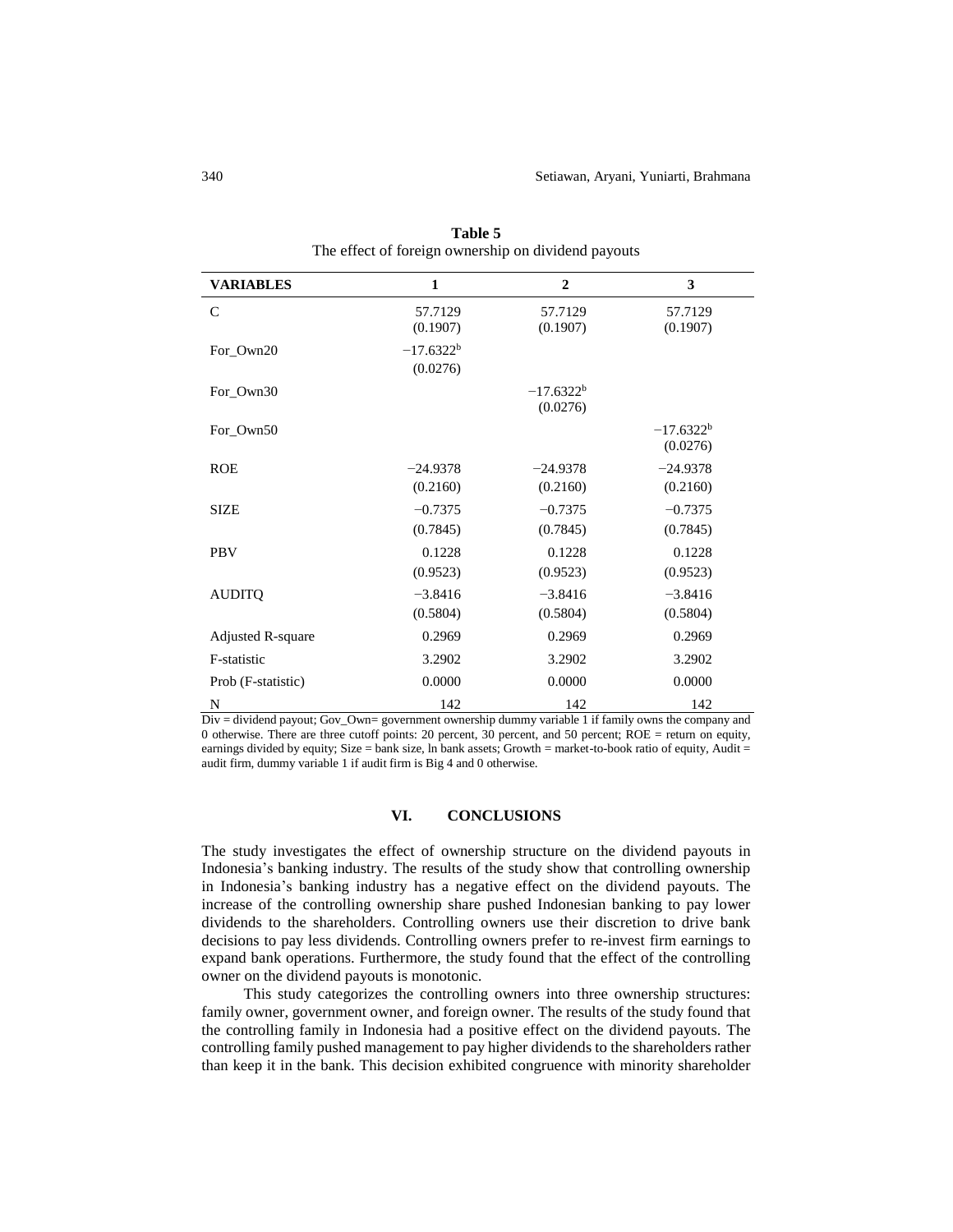**Table 5**
The effect of foreign ownership on dividend payouts

| VARIABLES | 1 | 2 | 3 |
|---|---|---|---|
| C | 57.7129 (0.1907) | 57.7129 (0.1907) | 57.7129 (0.1907) |
| For_Own20 | −17.6322[b] (0.0276) | | |
| For_Own30 | | −17.6322[b] (0.0276) | |
| For_Own50 | | | −17.6322[b] (0.0276) |
| ROE | −24.9378 (0.2160) | −24.9378 (0.2160) | −24.9378 (0.2160) |
| SIZE | −0.7375 (0.7845) | −0.7375 (0.7845) | −0.7375 (0.7845) |
| PBV | 0.1228 (0.9523) | 0.1228 (0.9523) | 0.1228 (0.9523) |
| AUDITQ | −3.8416 (0.5804) | −3.8416 (0.5804) | −3.8416 (0.5804) |
| Adjusted R-square | 0.2969 | 0.2969 | 0.2969 |
| F-statistic | 3.2902 | 3.2902 | 3.2902 |
| Prob (F-statistic) | 0.0000 | 0.0000 | 0.0000 |
| N | 142 | 142 | 142 |

Div = dividend payout; Gov_Own= government ownership dummy variable 1 if family owns the company and 0 otherwise. There are three cutoff points: 20 percent, 30 percent, and 50 percent; ROE = return on equity, earnings divided by equity; Size = bank size, ln bank assets; Growth = market-to-book ratio of equity, Audit = audit firm, dummy variable 1 if audit firm is Big 4 and 0 otherwise.

## VI. CONCLUSIONS

The study investigates the effect of ownership structure on the dividend payouts in Indonesia's banking industry. The results of the study show that controlling ownership in Indonesia's banking industry has a negative effect on the dividend payouts. The increase of the controlling ownership share pushed Indonesian banking to pay lower dividends to the shareholders. Controlling owners use their discretion to drive bank decisions to pay less dividends. Controlling owners prefer to re-invest firm earnings to expand bank operations. Furthermore, the study found that the effect of the controlling owner on the dividend payouts is monotonic.

This study categorizes the controlling owners into three ownership structures: family owner, government owner, and foreign owner. The results of the study found that the controlling family in Indonesia had a positive effect on the dividend payouts. The controlling family pushed management to pay higher dividends to the shareholders rather than keep it in the bank. This decision exhibited congruence with minority shareholder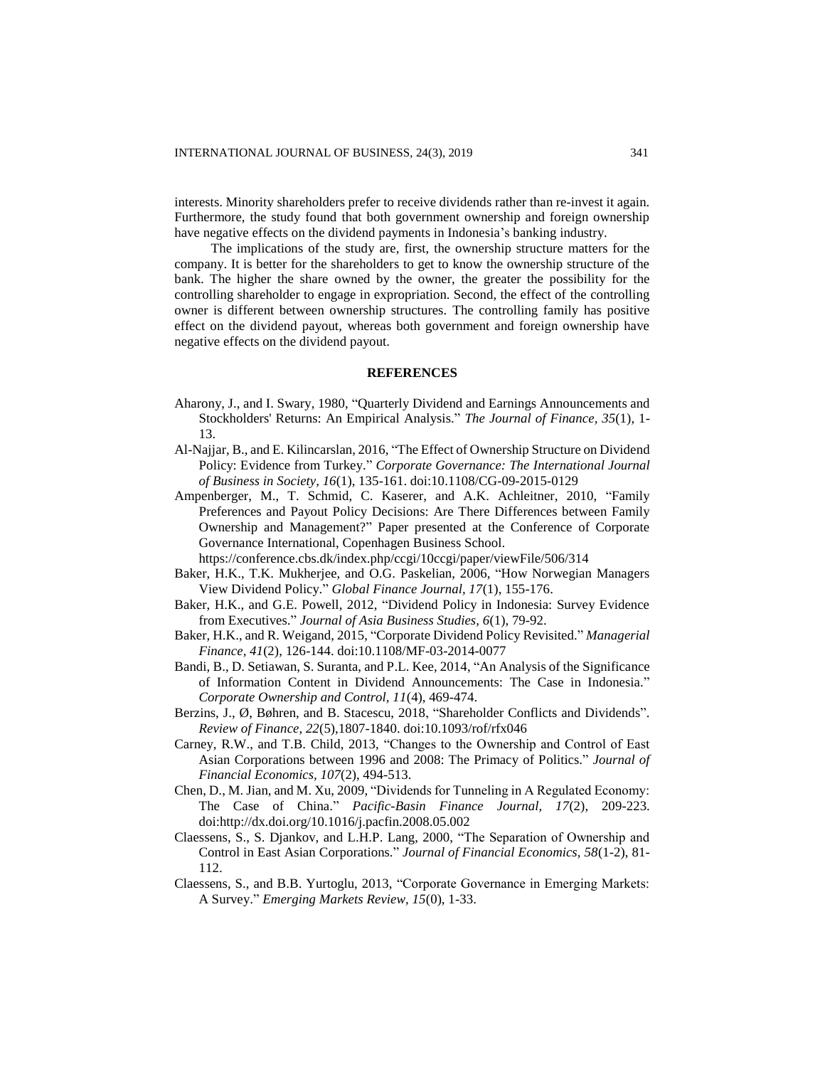interests. Minority shareholders prefer to receive dividends rather than re-invest it again. Furthermore, the study found that both government ownership and foreign ownership have negative effects on the dividend payments in Indonesia's banking industry.

The implications of the study are, first, the ownership structure matters for the company. It is better for the shareholders to get to know the ownership structure of the bank. The higher the share owned by the owner, the greater the possibility for the controlling shareholder to engage in expropriation. Second, the effect of the controlling owner is different between ownership structures. The controlling family has positive effect on the dividend payout, whereas both government and foreign ownership have negative effects on the dividend payout.

## REFERENCES

Aharony, J., and I. Swary, 1980, "Quarterly Dividend and Earnings Announcements and Stockholders' Returns: An Empirical Analysis." *The Journal of Finance, 35*(1), 1-13.

Al-Najjar, B., and E. Kilincarslan, 2016, "The Effect of Ownership Structure on Dividend Policy: Evidence from Turkey." *Corporate Governance: The International Journal of Business in Society, 16*(1), 135-161. doi:10.1108/CG-09-2015-0129

Ampenberger, M., T. Schmid, C. Kaserer, and A.K. Achleitner, 2010, "Family Preferences and Payout Policy Decisions: Are There Differences between Family Ownership and Management?" Paper presented at the Conference of Corporate Governance International, Copenhagen Business School. https://conference.cbs.dk/index.php/ccgi/10ccgi/paper/viewFile/506/314

Baker, H.K., T.K. Mukherjee, and O.G. Paskelian, 2006, "How Norwegian Managers View Dividend Policy." *Global Finance Journal, 17*(1), 155-176.

Baker, H.K., and G.E. Powell, 2012, "Dividend Policy in Indonesia: Survey Evidence from Executives." *Journal of Asia Business Studies, 6*(1), 79-92.

Baker, H.K., and R. Weigand, 2015, "Corporate Dividend Policy Revisited." *Managerial Finance, 41*(2), 126-144. doi:10.1108/MF-03-2014-0077

Bandi, B., D. Setiawan, S. Suranta, and P.L. Kee, 2014, "An Analysis of the Significance of Information Content in Dividend Announcements: The Case in Indonesia." *Corporate Ownership and Control, 11*(4), 469-474.

Berzins, J., Ø, Bøhren, and B. Stacescu, 2018, "Shareholder Conflicts and Dividends". *Review of Finance, 22*(5),1807-1840. doi:10.1093/rof/rfx046

Carney, R.W., and T.B. Child, 2013, "Changes to the Ownership and Control of East Asian Corporations between 1996 and 2008: The Primacy of Politics." *Journal of Financial Economics, 107*(2), 494-513.

Chen, D., M. Jian, and M. Xu, 2009, "Dividends for Tunneling in A Regulated Economy: The Case of China." *Pacific-Basin Finance Journal, 17*(2), 209-223. doi:http://dx.doi.org/10.1016/j.pacfin.2008.05.002

Claessens, S., S. Djankov, and L.H.P. Lang, 2000, "The Separation of Ownership and Control in East Asian Corporations." *Journal of Financial Economics, 58*(1-2), 81-112.

Claessens, S., and B.B. Yurtoglu, 2013, "Corporate Governance in Emerging Markets: A Survey." *Emerging Markets Review, 15*(0), 1-33.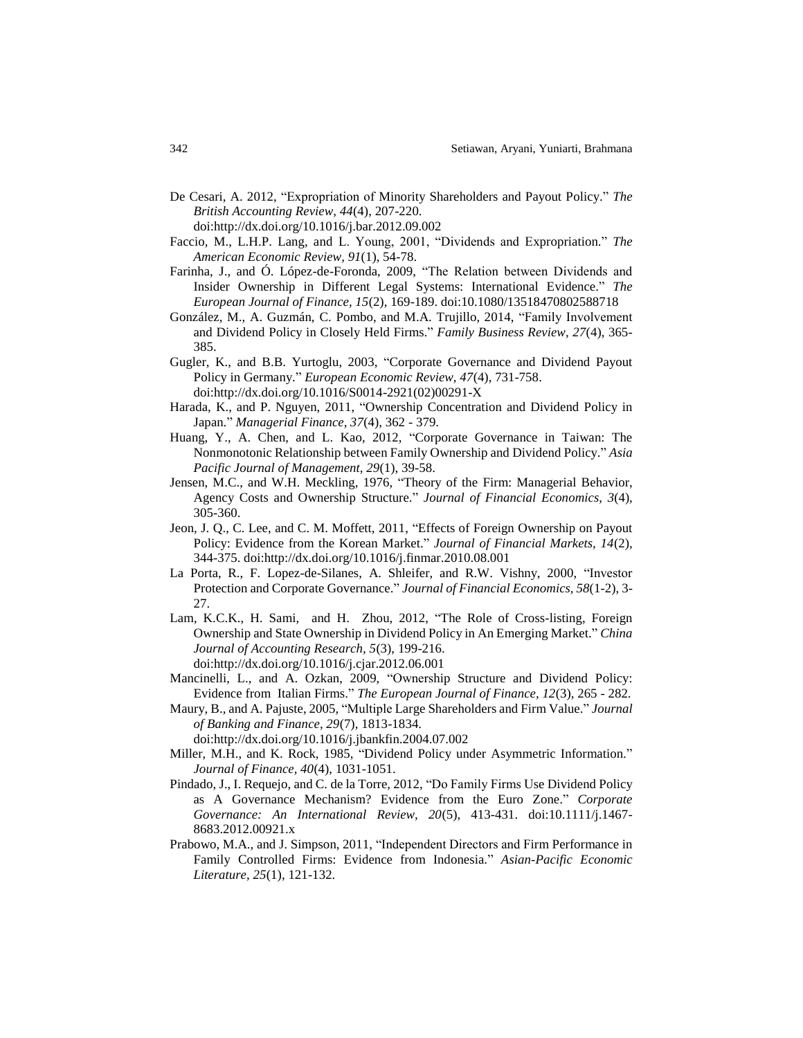De Cesari, A. 2012, "Expropriation of Minority Shareholders and Payout Policy." *The British Accounting Review, 44*(4), 207-220. doi:http://dx.doi.org/10.1016/j.bar.2012.09.002

Faccio, M., L.H.P. Lang, and L. Young, 2001, "Dividends and Expropriation." *The American Economic Review, 91*(1), 54-78.

Farinha, J., and Ó. López-de-Foronda, 2009, "The Relation between Dividends and Insider Ownership in Different Legal Systems: International Evidence." *The European Journal of Finance, 15*(2), 169-189. doi:10.1080/13518470802588718

González, M., A. Guzmán, C. Pombo, and M.A. Trujillo, 2014, "Family Involvement and Dividend Policy in Closely Held Firms." *Family Business Review, 27*(4), 365-385.

Gugler, K., and B.B. Yurtoglu, 2003, "Corporate Governance and Dividend Payout Policy in Germany." *European Economic Review, 47*(4), 731-758. doi:http://dx.doi.org/10.1016/S0014-2921(02)00291-X

Harada, K., and P. Nguyen, 2011, "Ownership Concentration and Dividend Policy in Japan." *Managerial Finance, 37*(4), 362 - 379.

Huang, Y., A. Chen, and L. Kao, 2012, "Corporate Governance in Taiwan: The Nonmonotonic Relationship between Family Ownership and Dividend Policy." *Asia Pacific Journal of Management, 29*(1), 39-58.

Jensen, M.C., and W.H. Meckling, 1976, "Theory of the Firm: Managerial Behavior, Agency Costs and Ownership Structure." *Journal of Financial Economics, 3*(4), 305-360.

Jeon, J. Q., C. Lee, and C. M. Moffett, 2011, "Effects of Foreign Ownership on Payout Policy: Evidence from the Korean Market." *Journal of Financial Markets, 14*(2), 344-375. doi:http://dx.doi.org/10.1016/j.finmar.2010.08.001

La Porta, R., F. Lopez-de-Silanes, A. Shleifer, and R.W. Vishny, 2000, "Investor Protection and Corporate Governance." *Journal of Financial Economics, 58*(1-2), 3-27.

Lam, K.C.K., H. Sami, and H. Zhou, 2012, "The Role of Cross-listing, Foreign Ownership and State Ownership in Dividend Policy in An Emerging Market." *China Journal of Accounting Research, 5*(3), 199-216. doi:http://dx.doi.org/10.1016/j.cjar.2012.06.001

Mancinelli, L., and A. Ozkan, 2009, "Ownership Structure and Dividend Policy: Evidence from Italian Firms." *The European Journal of Finance, 12*(3), 265 - 282.

Maury, B., and A. Pajuste, 2005, "Multiple Large Shareholders and Firm Value." *Journal of Banking and Finance, 29*(7), 1813-1834. doi:http://dx.doi.org/10.1016/j.jbankfin.2004.07.002

Miller, M.H., and K. Rock, 1985, "Dividend Policy under Asymmetric Information." *Journal of Finance, 40*(4), 1031-1051.

Pindado, J., I. Requejo, and C. de la Torre, 2012, "Do Family Firms Use Dividend Policy as A Governance Mechanism? Evidence from the Euro Zone." *Corporate Governance: An International Review, 20*(5), 413-431. doi:10.1111/j.1467-8683.2012.00921.x

Prabowo, M.A., and J. Simpson, 2011, "Independent Directors and Firm Performance in Family Controlled Firms: Evidence from Indonesia." *Asian-Pacific Economic Literature, 25*(1), 121-132.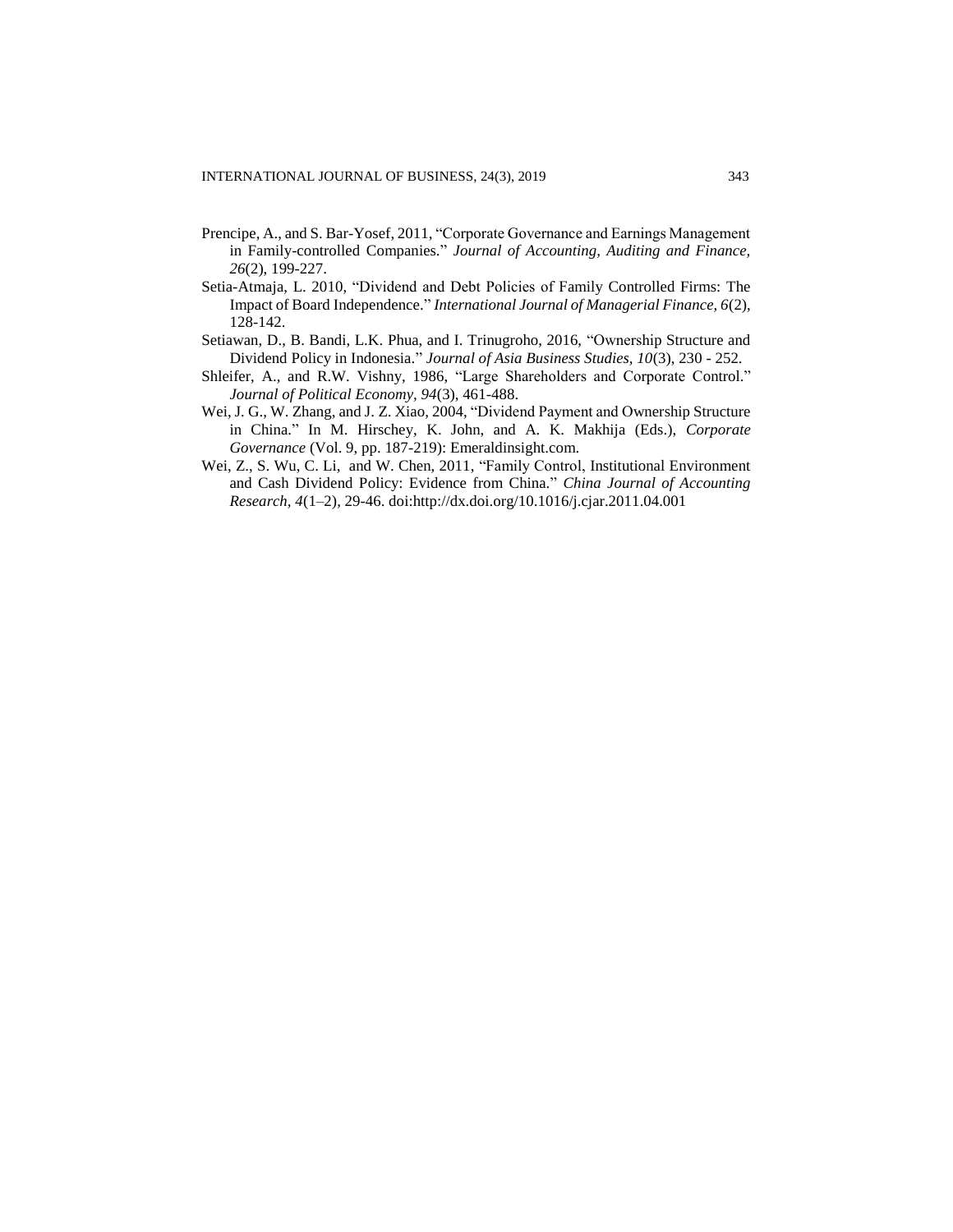Prencipe, A., and S. Bar-Yosef, 2011, "Corporate Governance and Earnings Management in Family-controlled Companies." *Journal of Accounting, Auditing and Finance, 26*(2), 199-227.

Setia-Atmaja, L. 2010, "Dividend and Debt Policies of Family Controlled Firms: The Impact of Board Independence." *International Journal of Managerial Finance, 6*(2), 128-142.

Setiawan, D., B. Bandi, L.K. Phua, and I. Trinugroho, 2016, "Ownership Structure and Dividend Policy in Indonesia." *Journal of Asia Business Studies, 10*(3), 230 - 252.

Shleifer, A., and R.W. Vishny, 1986, "Large Shareholders and Corporate Control." *Journal of Political Economy, 94*(3), 461-488.

Wei, J. G., W. Zhang, and J. Z. Xiao, 2004, "Dividend Payment and Ownership Structure in China." In M. Hirschey, K. John, and A. K. Makhija (Eds.), *Corporate Governance* (Vol. 9, pp. 187-219): Emeraldinsight.com.

Wei, Z., S. Wu, C. Li, and W. Chen, 2011, "Family Control, Institutional Environment and Cash Dividend Policy: Evidence from China." *China Journal of Accounting Research, 4*(1–2), 29-46. doi:http://dx.doi.org/10.1016/j.cjar.2011.04.001